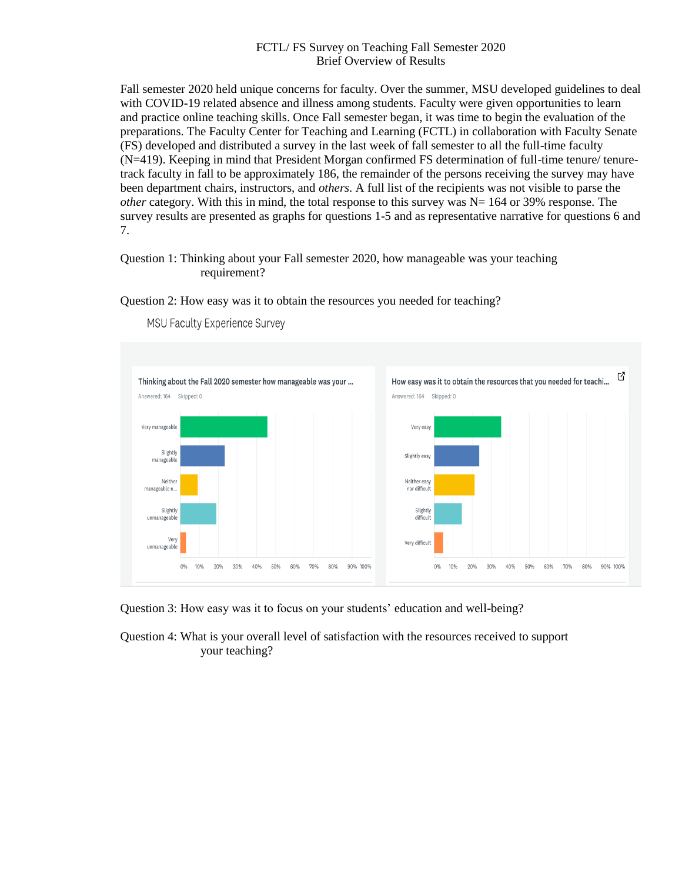FCTL/ FS Survey on Teaching Fall Semester 2020
Brief Overview of Results

Fall semester 2020 held unique concerns for faculty. Over the summer, MSU developed guidelines to deal with COVID-19 related absence and illness among students. Faculty were given opportunities to learn and practice online teaching skills. Once Fall semester began, it was time to begin the evaluation of the preparations. The Faculty Center for Teaching and Learning (FCTL) in collaboration with Faculty Senate (FS) developed and distributed a survey in the last week of fall semester to all the full-time faculty (N=419). Keeping in mind that President Morgan confirmed FS determination of full-time tenure/ tenure-track faculty in fall to be approximately 186, the remainder of the persons receiving the survey may have been department chairs, instructors, and *others*. A full list of the recipients was not visible to parse the *other* category. With this in mind, the total response to this survey was N= 164 or 39% response. The survey results are presented as graphs for questions 1-5 and as representative narrative for questions 6 and 7.

Question 1: Thinking about your Fall semester 2020, how manageable was your teaching requirement?

Question 2: How easy was it to obtain the resources you needed for teaching?

MSU Faculty Experience Survey

Thinking about the Fall 2020 semester how manageable was your ...
Answered: 164 Skipped: 0

Very manageable
Slightly manageable
Neither manageable n...
Slightly unmanageable
Very unmanageable

0% 10% 20% 30% 40% 50% 60% 70% 80% 90% 100%

How easy was it to obtain the resources that you needed for teachi...
Answered: 164 Skipped: 0

Very easy
Slightly easy
Neither easy nor difficult
Slightly difficult
Very difficult

0% 10% 20% 30% 40% 50% 60% 70% 80% 90% 100%

Question 3: How easy was it to focus on your students' education and well-being?

Question 4: What is your overall level of satisfaction with the resources received to support your teaching?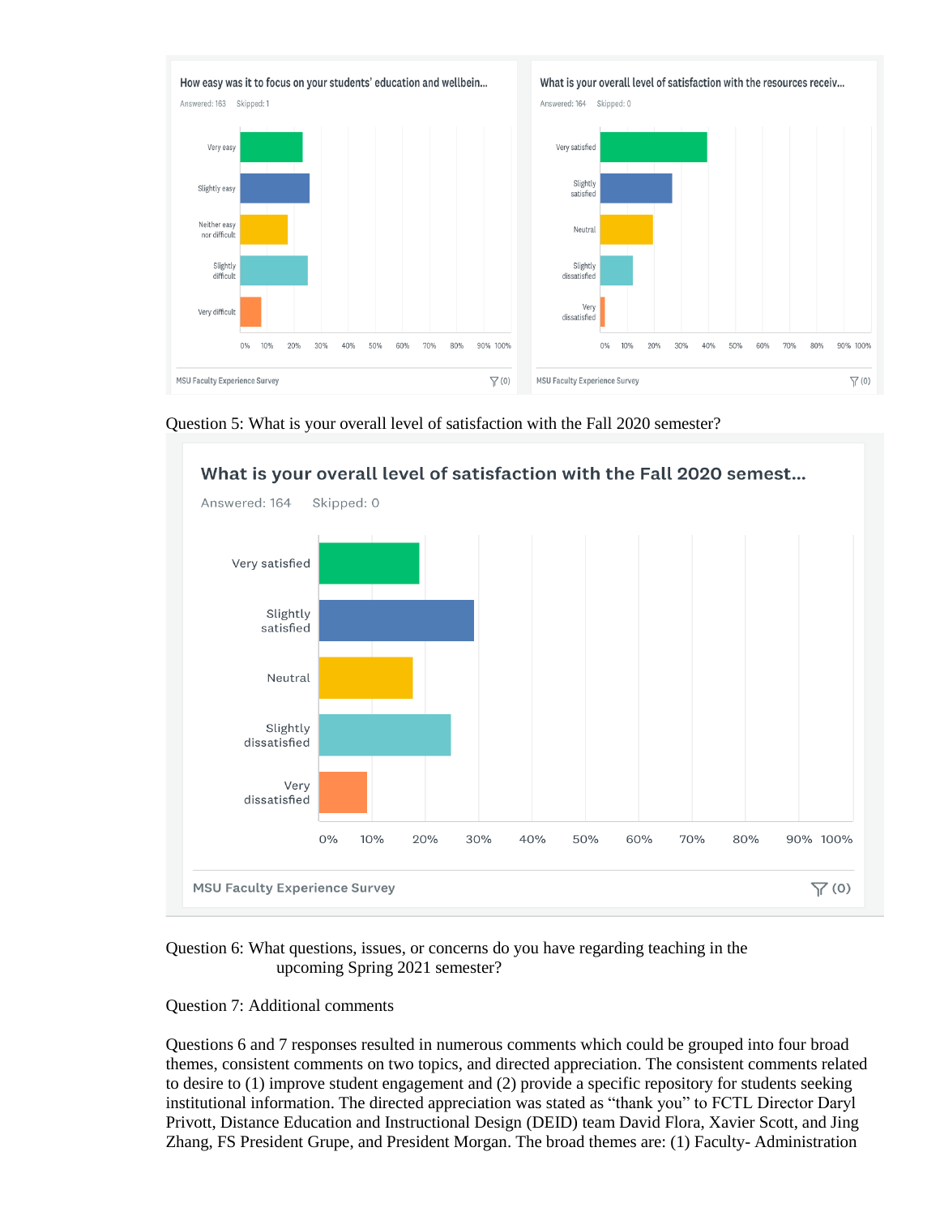How easy was it to focus on your students' education and wellbein...

Answered: 163 Skipped: 1

Very easy

Slightly easy

Neither easy nor difficult

Slightly difficult

Very difficult

0% 10% 20% 30% 40% 50% 60% 70% 80% 90% 100%

MSU Faculty Experience Survey

What is your overall level of satisfaction with the resources receiv...

Answered: 164 Skipped: 0

Very satisfied

Slightly satisfied

Neutral

Slightly dissatisfied

Very dissatisfied

0% 10% 20% 30% 40% 50% 60% 70% 80% 90% 100%

MSU Faculty Experience Survey

Question 5: What is your overall level of satisfaction with the Fall 2020 semester?

What is your overall level of satisfaction with the Fall 2020 semest...

Answered: 164 Skipped: 0

Very satisfied

Slightly satisfied

Neutral

Slightly dissatisfied

Very dissatisfied

0% 10% 20% 30% 40% 50% 60% 70% 80% 90% 100%

MSU Faculty Experience Survey

Question 6: What questions, issues, or concerns do you have regarding teaching in the upcoming Spring 2021 semester?

Question 7: Additional comments

Questions 6 and 7 responses resulted in numerous comments which could be grouped into four broad themes, consistent comments on two topics, and directed appreciation. The consistent comments related to desire to (1) improve student engagement and (2) provide a specific repository for students seeking institutional information. The directed appreciation was stated as "thank you" to FCTL Director Daryl Privott, Distance Education and Instructional Design (DEID) team David Flora, Xavier Scott, and Jing Zhang, FS President Grupe, and President Morgan. The broad themes are: (1) Faculty- Administration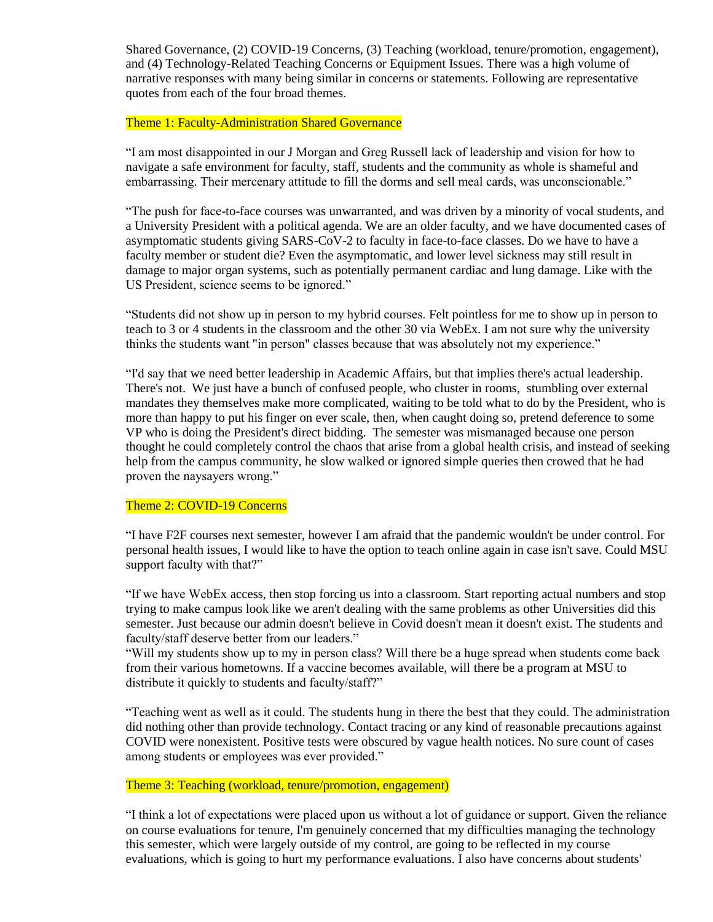Shared Governance, (2) COVID-19 Concerns, (3) Teaching (workload, tenure/promotion, engagement), and (4) Technology-Related Teaching Concerns or Equipment Issues. There was a high volume of narrative responses with many being similar in concerns or statements. Following are representative quotes from each of the four broad themes.

### Theme 1: Faculty-Administration Shared Governance

"I am most disappointed in our J Morgan and Greg Russell lack of leadership and vision for how to navigate a safe environment for faculty, staff, students and the community as whole is shameful and embarrassing. Their mercenary attitude to fill the dorms and sell meal cards, was unconscionable."

"The push for face-to-face courses was unwarranted, and was driven by a minority of vocal students, and a University President with a political agenda. We are an older faculty, and we have documented cases of asymptomatic students giving SARS-CoV-2 to faculty in face-to-face classes. Do we have to have a faculty member or student die? Even the asymptomatic, and lower level sickness may still result in damage to major organ systems, such as potentially permanent cardiac and lung damage. Like with the US President, science seems to be ignored."

"Students did not show up in person to my hybrid courses. Felt pointless for me to show up in person to teach to 3 or 4 students in the classroom and the other 30 via WebEx. I am not sure why the university thinks the students want "in person" classes because that was absolutely not my experience."

"I'd say that we need better leadership in Academic Affairs, but that implies there's actual leadership. There's not. We just have a bunch of confused people, who cluster in rooms, stumbling over external mandates they themselves make more complicated, waiting to be told what to do by the President, who is more than happy to put his finger on ever scale, then, when caught doing so, pretend deference to some VP who is doing the President's direct bidding. The semester was mismanaged because one person thought he could completely control the chaos that arise from a global health crisis, and instead of seeking help from the campus community, he slow walked or ignored simple queries then crowed that he had proven the naysayers wrong."

### Theme 2: COVID-19 Concerns

"I have F2F courses next semester, however I am afraid that the pandemic wouldn't be under control. For personal health issues, I would like to have the option to teach online again in case isn't save. Could MSU support faculty with that?"

"If we have WebEx access, then stop forcing us into a classroom. Start reporting actual numbers and stop trying to make campus look like we aren't dealing with the same problems as other Universities did this semester. Just because our admin doesn't believe in Covid doesn't mean it doesn't exist. The students and faculty/staff deserve better from our leaders."

"Will my students show up to my in person class? Will there be a huge spread when students come back from their various hometowns. If a vaccine becomes available, will there be a program at MSU to distribute it quickly to students and faculty/staff?"

"Teaching went as well as it could. The students hung in there the best that they could. The administration did nothing other than provide technology. Contact tracing or any kind of reasonable precautions against COVID were nonexistent. Positive tests were obscured by vague health notices. No sure count of cases among students or employees was ever provided."

### Theme 3: Teaching (workload, tenure/promotion, engagement)

"I think a lot of expectations were placed upon us without a lot of guidance or support. Given the reliance on course evaluations for tenure, I'm genuinely concerned that my difficulties managing the technology this semester, which were largely outside of my control, are going to be reflected in my course evaluations, which is going to hurt my performance evaluations. I also have concerns about students'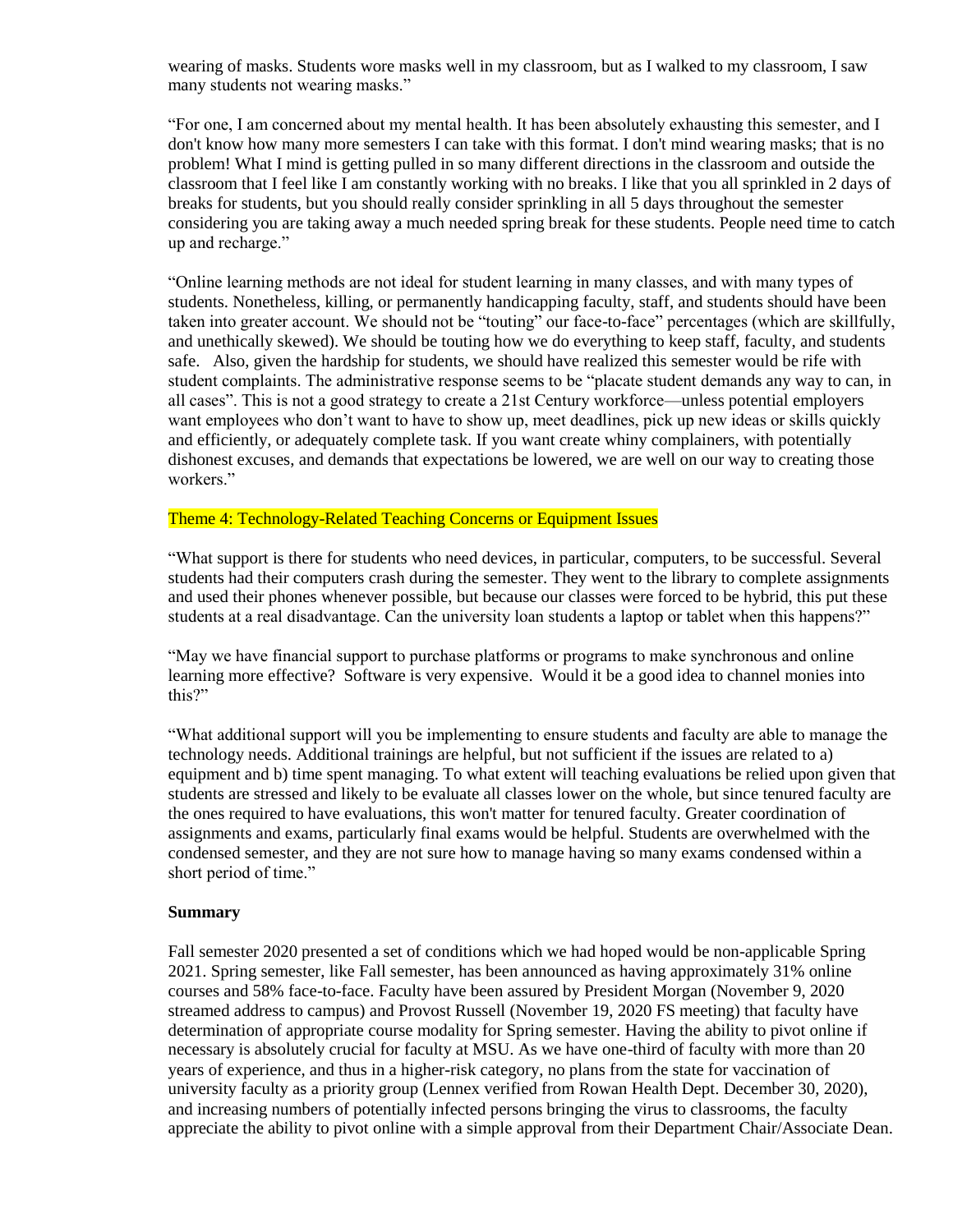wearing of masks. Students wore masks well in my classroom, but as I walked to my classroom, I saw many students not wearing masks."

"For one, I am concerned about my mental health. It has been absolutely exhausting this semester, and I don't know how many more semesters I can take with this format. I don't mind wearing masks; that is no problem! What I mind is getting pulled in so many different directions in the classroom and outside the classroom that I feel like I am constantly working with no breaks. I like that you all sprinkled in 2 days of breaks for students, but you should really consider sprinkling in all 5 days throughout the semester considering you are taking away a much needed spring break for these students. People need time to catch up and recharge."

"Online learning methods are not ideal for student learning in many classes, and with many types of students. Nonetheless, killing, or permanently handicapping faculty, staff, and students should have been taken into greater account. We should not be "touting" our face-to-face" percentages (which are skillfully, and unethically skewed). We should be touting how we do everything to keep staff, faculty, and students safe. Also, given the hardship for students, we should have realized this semester would be rife with student complaints. The administrative response seems to be "placate student demands any way to can, in all cases". This is not a good strategy to create a 21st Century workforce—unless potential employers want employees who don't want to have to show up, meet deadlines, pick up new ideas or skills quickly and efficiently, or adequately complete task. If you want create whiny complainers, with potentially dishonest excuses, and demands that expectations be lowered, we are well on our way to creating those workers."

Theme 4: Technology-Related Teaching Concerns or Equipment Issues

"What support is there for students who need devices, in particular, computers, to be successful. Several students had their computers crash during the semester. They went to the library to complete assignments and used their phones whenever possible, but because our classes were forced to be hybrid, this put these students at a real disadvantage. Can the university loan students a laptop or tablet when this happens?"

"May we have financial support to purchase platforms or programs to make synchronous and online learning more effective? Software is very expensive. Would it be a good idea to channel monies into this?"

"What additional support will you be implementing to ensure students and faculty are able to manage the technology needs. Additional trainings are helpful, but not sufficient if the issues are related to a) equipment and b) time spent managing. To what extent will teaching evaluations be relied upon given that students are stressed and likely to be evaluate all classes lower on the whole, but since tenured faculty are the ones required to have evaluations, this won't matter for tenured faculty. Greater coordination of assignments and exams, particularly final exams would be helpful. Students are overwhelmed with the condensed semester, and they are not sure how to manage having so many exams condensed within a short period of time."

**Summary**

Fall semester 2020 presented a set of conditions which we had hoped would be non-applicable Spring 2021. Spring semester, like Fall semester, has been announced as having approximately 31% online courses and 58% face-to-face. Faculty have been assured by President Morgan (November 9, 2020 streamed address to campus) and Provost Russell (November 19, 2020 FS meeting) that faculty have determination of appropriate course modality for Spring semester. Having the ability to pivot online if necessary is absolutely crucial for faculty at MSU. As we have one-third of faculty with more than 20 years of experience, and thus in a higher-risk category, no plans from the state for vaccination of university faculty as a priority group (Lennex verified from Rowan Health Dept. December 30, 2020), and increasing numbers of potentially infected persons bringing the virus to classrooms, the faculty appreciate the ability to pivot online with a simple approval from their Department Chair/Associate Dean.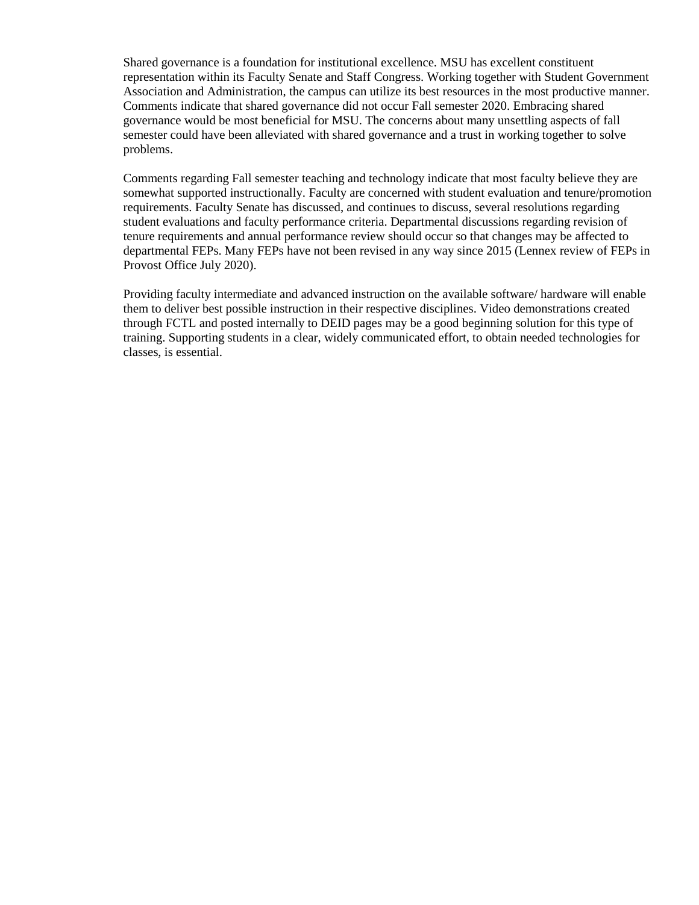Shared governance is a foundation for institutional excellence. MSU has excellent constituent representation within its Faculty Senate and Staff Congress. Working together with Student Government Association and Administration, the campus can utilize its best resources in the most productive manner. Comments indicate that shared governance did not occur Fall semester 2020. Embracing shared governance would be most beneficial for MSU. The concerns about many unsettling aspects of fall semester could have been alleviated with shared governance and a trust in working together to solve problems.

Comments regarding Fall semester teaching and technology indicate that most faculty believe they are somewhat supported instructionally. Faculty are concerned with student evaluation and tenure/promotion requirements. Faculty Senate has discussed, and continues to discuss, several resolutions regarding student evaluations and faculty performance criteria. Departmental discussions regarding revision of tenure requirements and annual performance review should occur so that changes may be affected to departmental FEPs. Many FEPs have not been revised in any way since 2015 (Lennex review of FEPs in Provost Office July 2020).

Providing faculty intermediate and advanced instruction on the available software/ hardware will enable them to deliver best possible instruction in their respective disciplines. Video demonstrations created through FCTL and posted internally to DEID pages may be a good beginning solution for this type of training. Supporting students in a clear, widely communicated effort, to obtain needed technologies for classes, is essential.